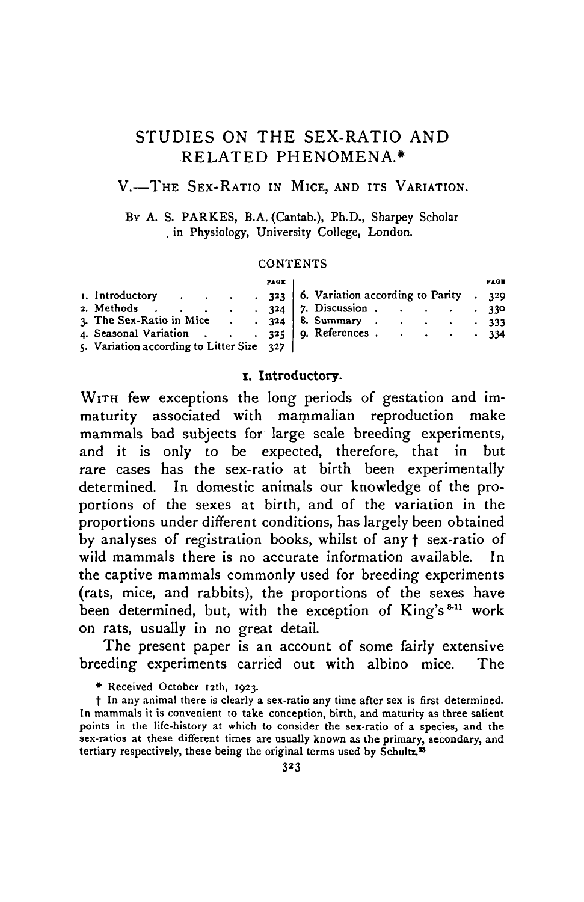# STUDIES ON THE SEX-RATIO AND RELATED PHENOMENA.*

## V.—THE SEX-RATIO IN MICE, AND ITS VARIATION.

BY A. S. PARKES, B.A. (Cantab.), Ph.D., Sharpey Scholar in Physiology, University College, London.

CONTENTS

| | PAGE | | PAGE |
|---|---|---|---|
| 1. Introductory | 323 | 6. Variation according to Parity | 329 |
| 2. Methods | 324 | 7. Discussion | 330 |
| 3. The Sex-Ratio in Mice | 324 | 8. Summary | 333 |
| 4. Seasonal Variation | 325 | 9. References | 334 |
| 5. Variation according to Litter Size | 327 | | |

### 1. Introductory.

WITH few exceptions the long periods of gestation and immaturity associated with mammalian reproduction make mammals bad subjects for large scale breeding experiments, and it is only to be expected, therefore, that in but rare cases has the sex-ratio at birth been experimentally determined. In domestic animals our knowledge of the proportions of the sexes at birth, and of the variation in the proportions under different conditions, has largely been obtained by analyses of registration books, whilst of any † sex-ratio of wild mammals there is no accurate information available. In the captive mammals commonly used for breeding experiments (rats, mice, and rabbits), the proportions of the sexes have been determined, but, with the exception of King's[8-11] work on rats, usually in no great detail.

The present paper is an account of some fairly extensive breeding experiments carried out with albino mice. The

\* Received October 12th, 1923.

† In any animal there is clearly a sex-ratio any time after sex is first determined. In mammals it is convenient to take conception, birth, and maturity as three salient points in the life-history at which to consider the sex-ratio of a species, and the sex-ratios at these different times are usually known as the primary, secondary, and tertiary respectively, these being the original terms used by Schultz.[23]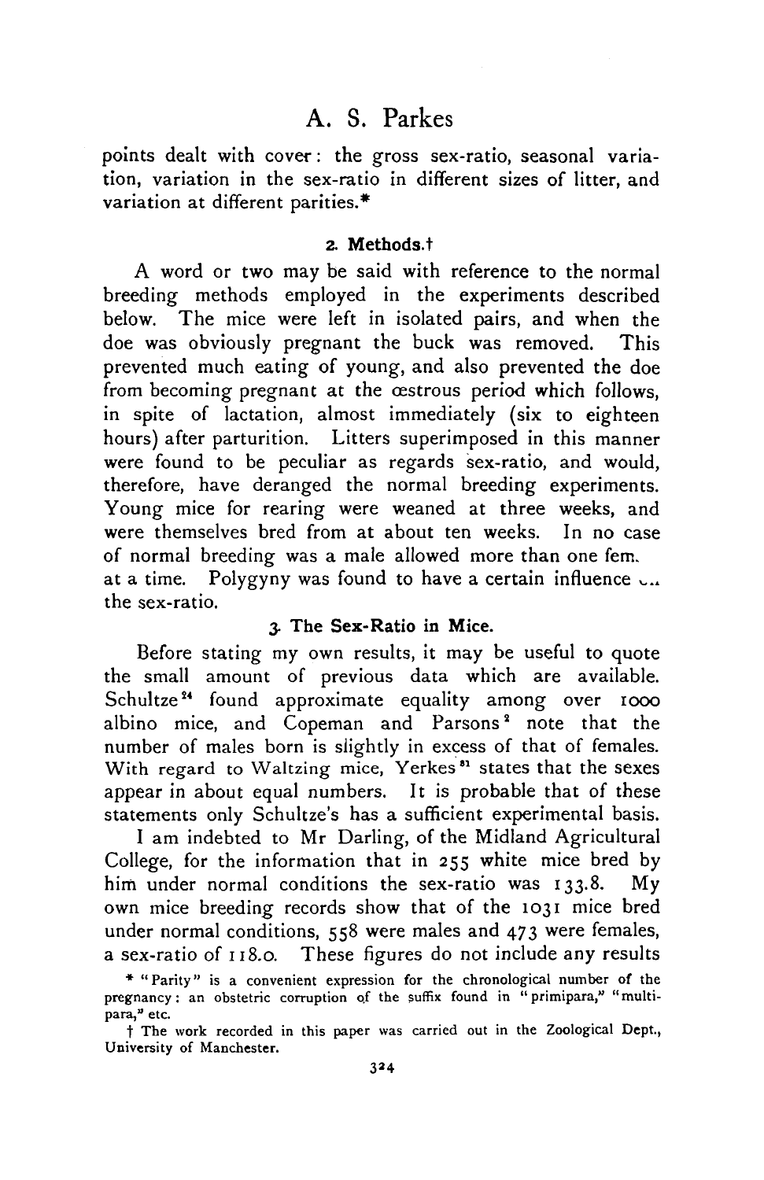points dealt with cover: the gross sex-ratio, seasonal variation, variation in the sex-ratio in different sizes of litter, and variation at different parities.*

## 2. Methods.†

A word or two may be said with reference to the normal breeding methods employed in the experiments described below. The mice were left in isolated pairs, and when the doe was obviously pregnant the buck was removed. This prevented much eating of young, and also prevented the doe from becoming pregnant at the œstrous period which follows, in spite of lactation, almost immediately (six to eighteen hours) after parturition. Litters superimposed in this manner were found to be peculiar as regards sex-ratio, and would, therefore, have deranged the normal breeding experiments. Young mice for rearing were weaned at three weeks, and were themselves bred from at about ten weeks. In no case of normal breeding was a male allowed more than one fem. at a time. Polygyny was found to have a certain influence on the sex-ratio.

## 3. The Sex-Ratio in Mice.

Before stating my own results, it may be useful to quote the small amount of previous data which are available. Schultze[24] found approximate equality among over 1000 albino mice, and Copeman and Parsons[2] note that the number of males born is slightly in excess of that of females. With regard to Waltzing mice, Yerkes[31] states that the sexes appear in about equal numbers. It is probable that of these statements only Schultze's has a sufficient experimental basis.

I am indebted to Mr Darling, of the Midland Agricultural College, for the information that in 255 white mice bred by him under normal conditions the sex-ratio was 133.8. My own mice breeding records show that of the 1031 mice bred under normal conditions, 558 were males and 473 were females, a sex-ratio of 118.0. These figures do not include any results

\* "Parity" is a convenient expression for the chronological number of the pregnancy: an obstetric corruption of the suffix found in "primipara," "multipara," etc.

† The work recorded in this paper was carried out in the Zoological Dept., University of Manchester.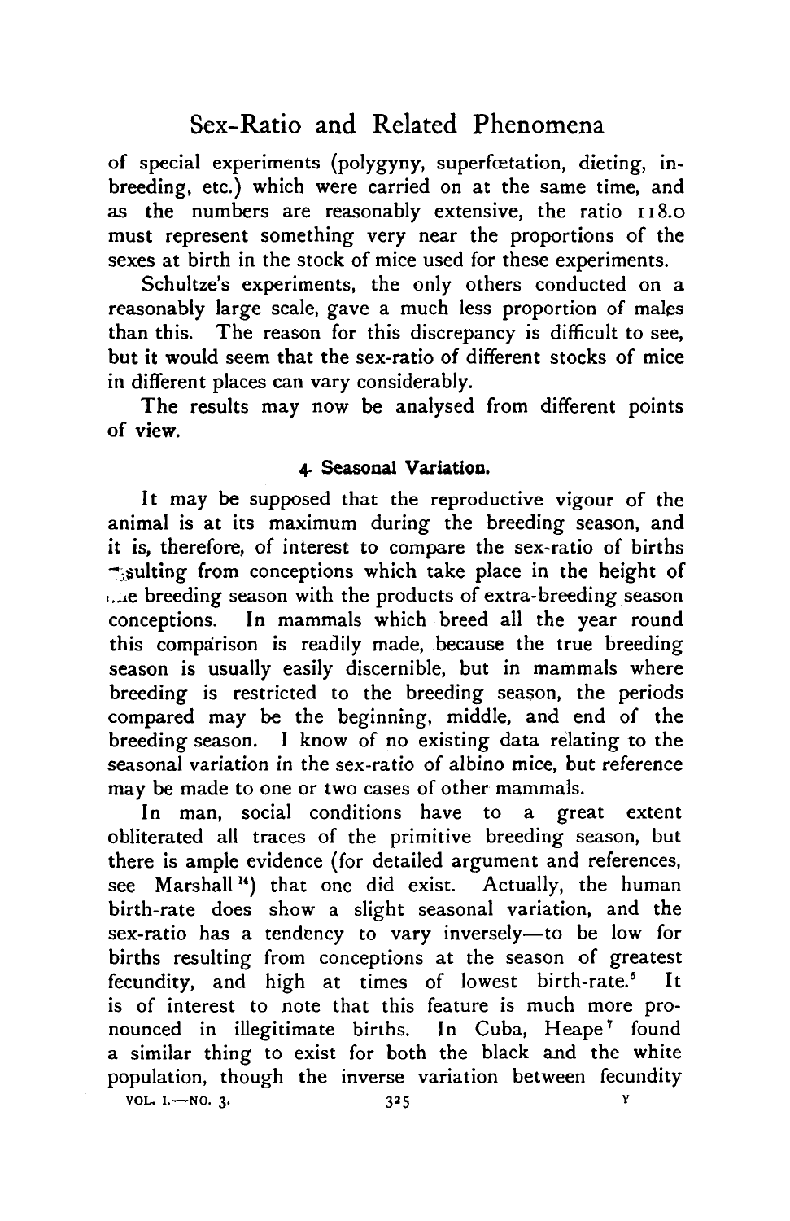of special experiments (polygyny, superfœtation, dieting, inbreeding, etc.) which were carried on at the same time, and as the numbers are reasonably extensive, the ratio 118.0 must represent something very near the proportions of the sexes at birth in the stock of mice used for these experiments.

Schultze's experiments, the only others conducted on a reasonably large scale, gave a much less proportion of males than this. The reason for this discrepancy is difficult to see, but it would seem that the sex-ratio of different stocks of mice in different places can vary considerably.

The results may now be analysed from different points of view.

#### 4. Seasonal Variation.

It may be supposed that the reproductive vigour of the animal is at its maximum during the breeding season, and it is, therefore, of interest to compare the sex-ratio of births resulting from conceptions which take place in the height of the breeding season with the products of extra-breeding season conceptions. In mammals which breed all the year round this comparison is readily made, because the true breeding season is usually easily discernible, but in mammals where breeding is restricted to the breeding season, the periods compared may be the beginning, middle, and end of the breeding season. I know of no existing data relating to the seasonal variation in the sex-ratio of albino mice, but reference may be made to one or two cases of other mammals.

In man, social conditions have to a great extent obliterated all traces of the primitive breeding season, but there is ample evidence (for detailed argument and references, see Marshall [14]) that one did exist. Actually, the human birth-rate does show a slight seasonal variation, and the sex-ratio has a tendency to vary inversely—to be low for births resulting from conceptions at the season of greatest fecundity, and high at times of lowest birth-rate.[6] It is of interest to note that this feature is much more pronounced in illegitimate births. In Cuba, Heape [7] found a similar thing to exist for both the black and the white population, though the inverse variation between fecundity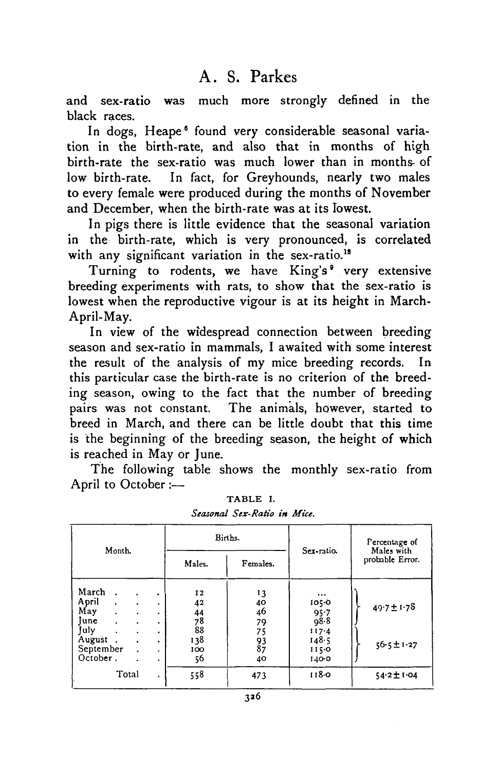and sex-ratio was much more strongly defined in the black races.

In dogs, Heape[6] found very considerable seasonal variation in the birth-rate, and also that in months of high birth-rate the sex-ratio was much lower than in months of low birth-rate. In fact, for Greyhounds, nearly two males to every female were produced during the months of November and December, when the birth-rate was at its lowest.

In pigs there is little evidence that the seasonal variation in the birth-rate, which is very pronounced, is correlated with any significant variation in the sex-ratio.[18]

Turning to rodents, we have King's[9] very extensive breeding experiments with rats, to show that the sex-ratio is lowest when the reproductive vigour is at its height in March-April-May.

In view of the widespread connection between breeding season and sex-ratio in mammals, I awaited with some interest the result of the analysis of my mice breeding records. In this particular case the birth-rate is no criterion of the breeding season, owing to the fact that the number of breeding pairs was not constant. The animals, however, started to breed in March, and there can be little doubt that this time is the beginning of the breeding season, the height of which is reached in May or June.

The following table shows the monthly sex-ratio from April to October :—

TABLE I.

*Seasonal Sex-Ratio in Mice.*

| Month. | Births. | | Sex-ratio. | Percentage of Males with probable Error. |
|---|---|---|---|---|
| | Males. | Females. | | |
| March | 12 | 13 | ... | 49·7 ± 1·78 (March–June) |
| April | 42 | 40 | 105·0 | |
| May | 44 | 46 | 95·7 | |
| June | 78 | 79 | 98·8 | |
| July | 88 | 75 | 117·4 | 56·5 ± 1·27 (July–October) |
| August | 138 | 93 | 148·5 | |
| September | 100 | 87 | 115·0 | |
| October | 56 | 40 | 140·0 | |
| Total | 558 | 473 | 118·0 | 54·2 ± 1·04 |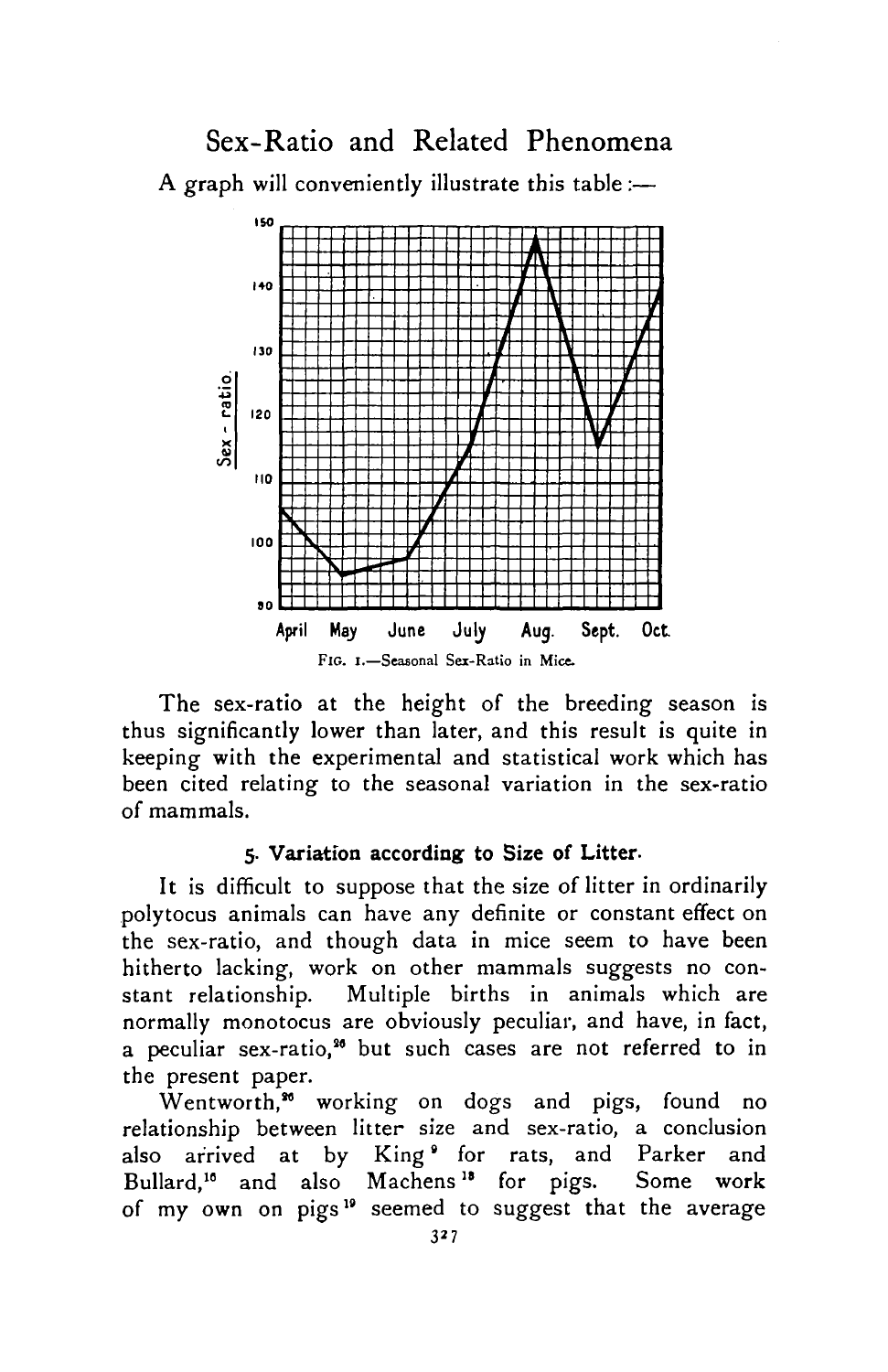A graph will conveniently illustrate this table :—

FIG. 1.—Seasonal Sex-Ratio in Mice.

The sex-ratio at the height of the breeding season is thus significantly lower than later, and this result is quite in keeping with the experimental and statistical work which has been cited relating to the seasonal variation in the sex-ratio of mammals.

### 5. Variation according to Size of Litter.

It is difficult to suppose that the size of litter in ordinarily polytocus animals can have any definite or constant effect on the sex-ratio, and though data in mice seem to have been hitherto lacking, work on other mammals suggests no constant relationship. Multiple births in animals which are normally monotocus are obviously peculiar, and have, in fact, a peculiar sex-ratio,[26] but such cases are not referred to in the present paper.

Wentworth,[26] working on dogs and pigs, found no relationship between litter size and sex-ratio, a conclusion also arrived at by King[9] for rats, and Parker and Bullard,[16] and also Machens[18] for pigs. Some work of my own on pigs[19] seemed to suggest that the average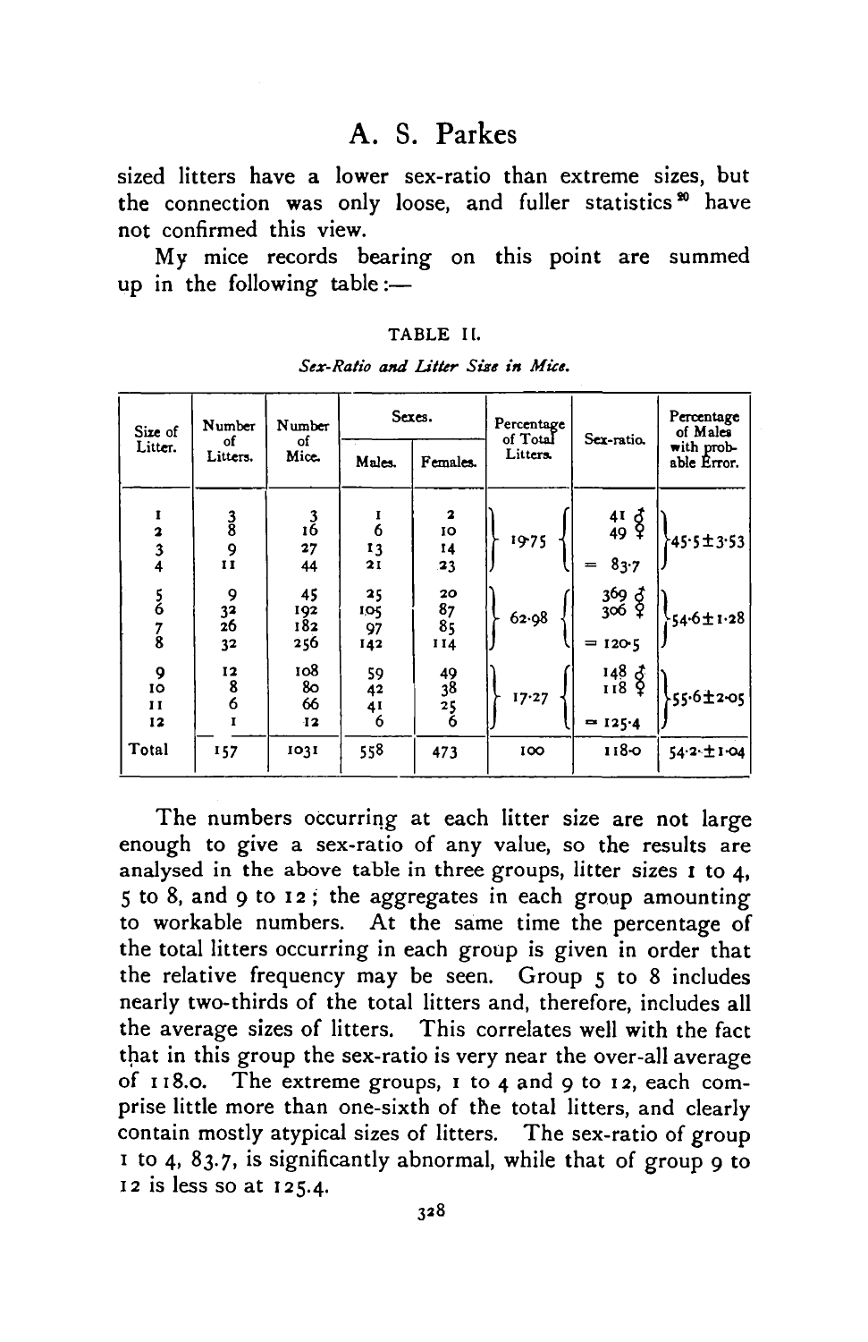sized litters have a lower sex-ratio than extreme sizes, but the connection was only loose, and fuller statistics [20] have not confirmed this view.

My mice records bearing on this point are summed up in the following table:—

TABLE II.

*Sex-Ratio and Litter Size in Mice.*

| Size of Litter. | Number of Litters. | Number of Mice. | Sexes. | | Percentage of Total Litters. | Sex-ratio. | Percentage of Males with probable Error. |
|---|---|---|---|---|---|---|---|
| | | | Males. | Females. | | | |
| 1 | 3 | 3 | 1 | 2 | 19·75 | 41 ♂ 49 ♀ = 83·7 | 45·5±3·53 |
| 2 | 8 | 16 | 6 | 10 | | | |
| 3 | 9 | 27 | 13 | 14 | | | |
| 4 | 11 | 44 | 21 | 23 | | | |
| 5 | 9 | 45 | 25 | 20 | 62·98 | 369 ♂ 306 ♀ = 120·5 | 54·6±1·28 |
| 6 | 32 | 192 | 105 | 87 | | | |
| 7 | 26 | 182 | 97 | 85 | | | |
| 8 | 32 | 256 | 142 | 114 | | | |
| 9 | 12 | 108 | 59 | 49 | 17·27 | 148 ♂ 118 ♀ = 125·4 | 55·6±2·05 |
| 10 | 8 | 80 | 42 | 38 | | | |
| 11 | 6 | 66 | 41 | 25 | | | |
| 12 | 1 | 12 | 6 | 6 | | | |
| Total | 157 | 1031 | 558 | 473 | 100 | 118·0 | 54·2·±1·04 |

The numbers occurring at each litter size are not large enough to give a sex-ratio of any value, so the results are analysed in the above table in three groups, litter sizes 1 to 4, 5 to 8, and 9 to 12; the aggregates in each group amounting to workable numbers. At the same time the percentage of the total litters occurring in each group is given in order that the relative frequency may be seen. Group 5 to 8 includes nearly two-thirds of the total litters and, therefore, includes all the average sizes of litters. This correlates well with the fact that in this group the sex-ratio is very near the over-all average of 118.0. The extreme groups, 1 to 4 and 9 to 12, each comprise little more than one-sixth of the total litters, and clearly contain mostly atypical sizes of litters. The sex-ratio of group 1 to 4, 83.7, is significantly abnormal, while that of group 9 to 12 is less so at 125.4.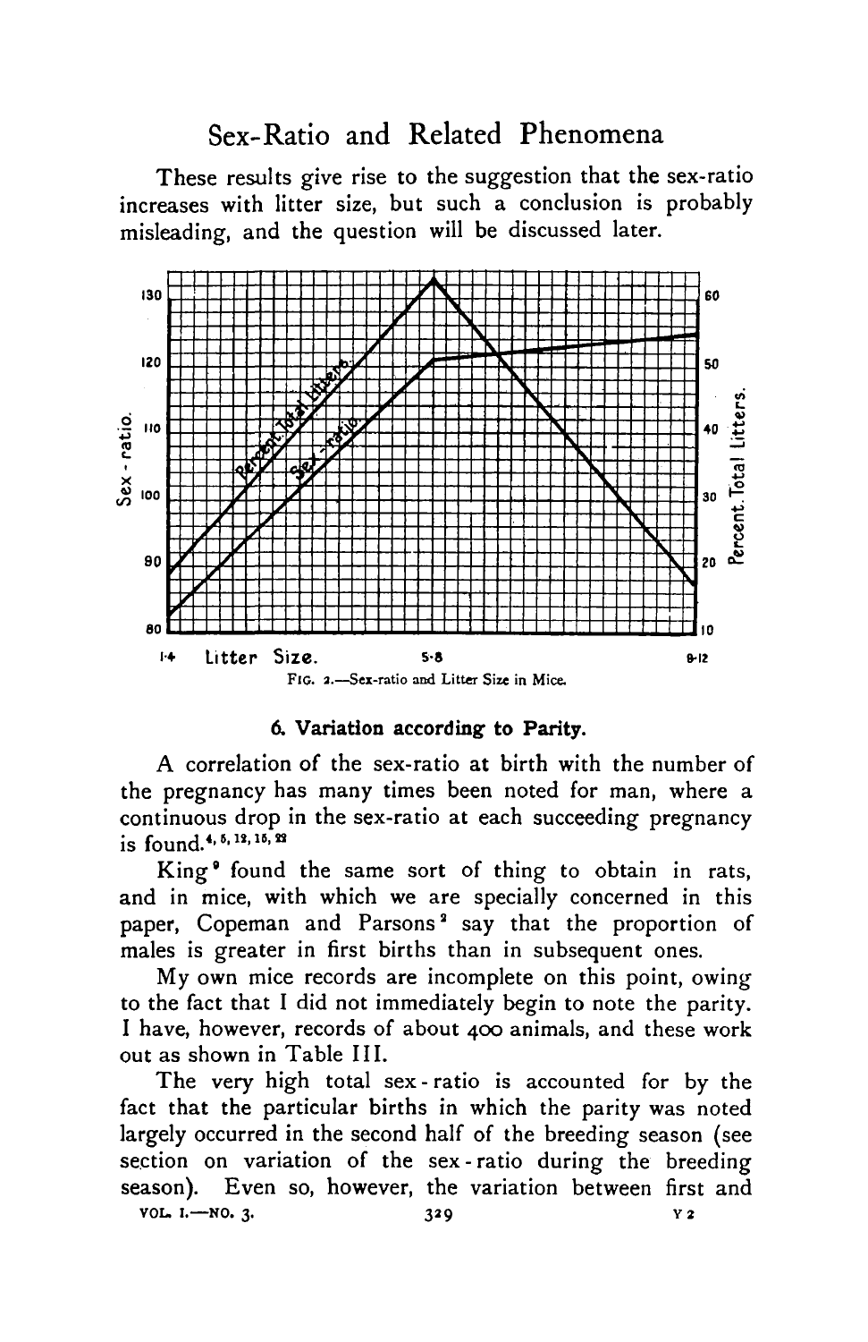These results give rise to the suggestion that the sex-ratio increases with litter size, but such a conclusion is probably misleading, and the question will be discussed later.

FIG. 2.—Sex-ratio and Litter Size in Mice.

### 6. Variation according to Parity.

A correlation of the sex-ratio at birth with the number of the pregnancy has many times been noted for man, where a continuous drop in the sex-ratio at each succeeding pregnancy is found.[4, 6, 12, 15, 22]

King[9] found the same sort of thing to obtain in rats, and in mice, with which we are specially concerned in this paper, Copeman and Parsons[2] say that the proportion of males is greater in first births than in subsequent ones.

My own mice records are incomplete on this point, owing to the fact that I did not immediately begin to note the parity. I have, however, records of about 400 animals, and these work out as shown in Table III.

The very high total sex-ratio is accounted for by the fact that the particular births in which the parity was noted largely occurred in the second half of the breeding season (see section on variation of the sex-ratio during the breeding season). Even so, however, the variation between first and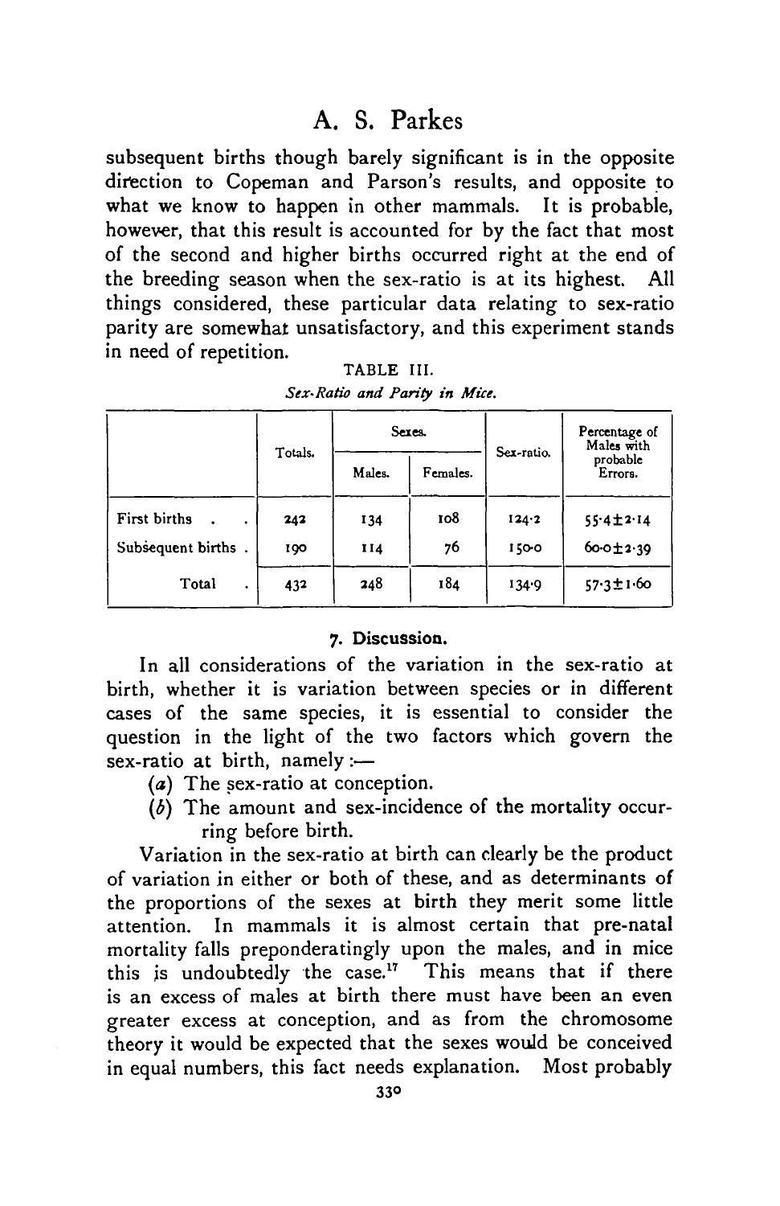subsequent births though barely significant is in the opposite direction to Copeman and Parson's results, and opposite to what we know to happen in other mammals. It is probable, however, that this result is accounted for by the fact that most of the second and higher births occurred right at the end of the breeding season when the sex-ratio is at its highest. All things considered, these particular data relating to sex-ratio parity are somewhat unsatisfactory, and this experiment stands in need of repetition.

TABLE III.

*Sex-Ratio and Parity in Mice.*

| | Totals. | Sexes. | | Sex-ratio. | Percentage of Males with probable Errors. |
|---|---|---|---|---|---|
| | | Males. | Females. | | |
| First births | 242 | 134 | 108 | 124·2 | 55·4 ± 2·14 |
| Subsequent births | 190 | 114 | 76 | 150·0 | 60·0 ± 2·39 |
| Total | 432 | 248 | 184 | 134·9 | 57·3 ± 1·60 |

### 7. Discussion.

In all considerations of the variation in the sex-ratio at birth, whether it is variation between species or in different cases of the same species, it is essential to consider the question in the light of the two factors which govern the sex-ratio at birth, namely:—

(*a*) The sex-ratio at conception.

(*b*) The amount and sex-incidence of the mortality occurring before birth.

Variation in the sex-ratio at birth can clearly be the product of variation in either or both of these, and as determinants of the proportions of the sexes at birth they merit some little attention. In mammals it is almost certain that pre-natal mortality falls preponderatingly upon the males, and in mice this is undoubtedly the case.[17] This means that if there is an excess of males at birth there must have been an even greater excess at conception, and as from the chromosome theory it would be expected that the sexes would be conceived in equal numbers, this fact needs explanation. Most probably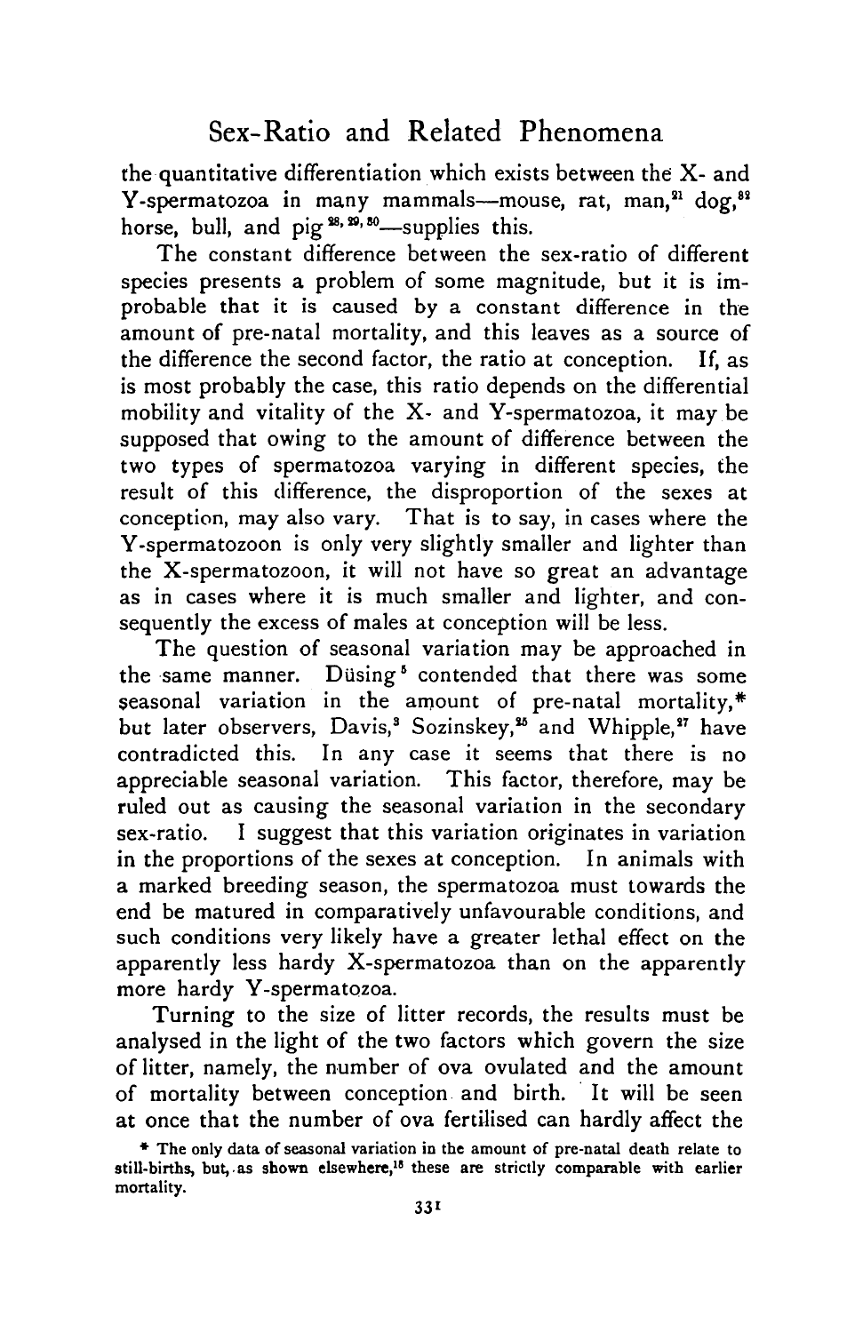the quantitative differentiation which exists between the X- and Y-spermatozoa in many mammals—mouse, rat, man,[21] dog,[22] horse, bull, and pig[28, 29, 30]—supplies this.

The constant difference between the sex-ratio of different species presents a problem of some magnitude, but it is improbable that it is caused by a constant difference in the amount of pre-natal mortality, and this leaves as a source of the difference the second factor, the ratio at conception. If, as is most probably the case, this ratio depends on the differential mobility and vitality of the X- and Y-spermatozoa, it may be supposed that owing to the amount of difference between the two types of spermatozoa varying in different species, the result of this difference, the disproportion of the sexes at conception, may also vary. That is to say, in cases where the Y-spermatozoon is only very slightly smaller and lighter than the X-spermatozoon, it will not have so great an advantage as in cases where it is much smaller and lighter, and consequently the excess of males at conception will be less.

The question of seasonal variation may be approached in the same manner. Düsing[5] contended that there was some seasonal variation in the amount of pre-natal mortality,* but later observers, Davis,[3] Sozinskey,[25] and Whipple,[27] have contradicted this. In any case it seems that there is no appreciable seasonal variation. This factor, therefore, may be ruled out as causing the seasonal variation in the secondary sex-ratio. I suggest that this variation originates in variation in the proportions of the sexes at conception. In animals with a marked breeding season, the spermatozoa must towards the end be matured in comparatively unfavourable conditions, and such conditions very likely have a greater lethal effect on the apparently less hardy X-spermatozoa than on the apparently more hardy Y-spermatozoa.

Turning to the size of litter records, the results must be analysed in the light of the two factors which govern the size of litter, namely, the number of ova ovulated and the amount of mortality between conception and birth. It will be seen at once that the number of ova fertilised can hardly affect the

* The only data of seasonal variation in the amount of pre-natal death relate to still-births, but, as shown elsewhere,[18] these are strictly comparable with earlier mortality.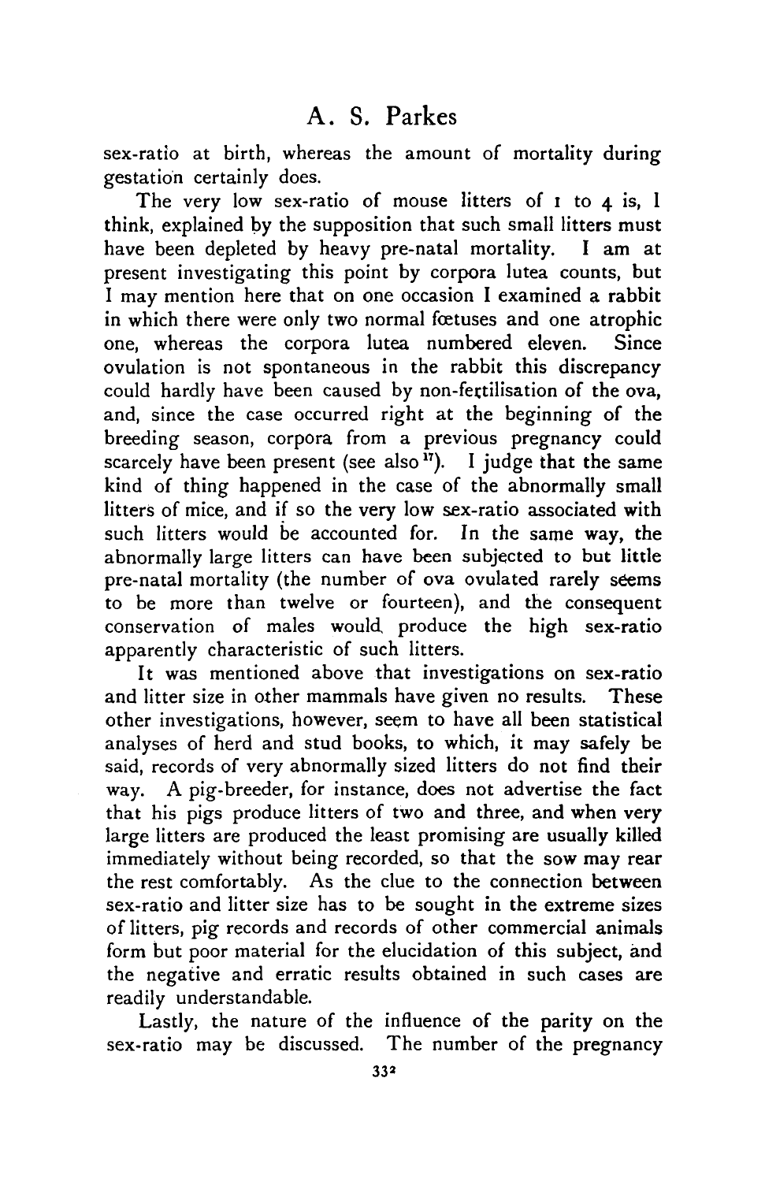sex-ratio at birth, whereas the amount of mortality during gestation certainly does.

The very low sex-ratio of mouse litters of 1 to 4 is, I think, explained by the supposition that such small litters must have been depleted by heavy pre-natal mortality. I am at present investigating this point by corpora lutea counts, but I may mention here that on one occasion I examined a rabbit in which there were only two normal fœtuses and one atrophic one, whereas the corpora lutea numbered eleven. Since ovulation is not spontaneous in the rabbit this discrepancy could hardly have been caused by non-fertilisation of the ova, and, since the case occurred right at the beginning of the breeding season, corpora from a previous pregnancy could scarcely have been present (see also [17]). I judge that the same kind of thing happened in the case of the abnormally small litters of mice, and if so the very low sex-ratio associated with such litters would be accounted for. In the same way, the abnormally large litters can have been subjected to but little pre-natal mortality (the number of ova ovulated rarely seems to be more than twelve or fourteen), and the consequent conservation of males would produce the high sex-ratio apparently characteristic of such litters.

It was mentioned above that investigations on sex-ratio and litter size in other mammals have given no results. These other investigations, however, seem to have all been statistical analyses of herd and stud books, to which, it may safely be said, records of very abnormally sized litters do not find their way. A pig-breeder, for instance, does not advertise the fact that his pigs produce litters of two and three, and when very large litters are produced the least promising are usually killed immediately without being recorded, so that the sow may rear the rest comfortably. As the clue to the connection between sex-ratio and litter size has to be sought in the extreme sizes of litters, pig records and records of other commercial animals form but poor material for the elucidation of this subject, and the negative and erratic results obtained in such cases are readily understandable.

Lastly, the nature of the influence of the parity on the sex-ratio may be discussed. The number of the pregnancy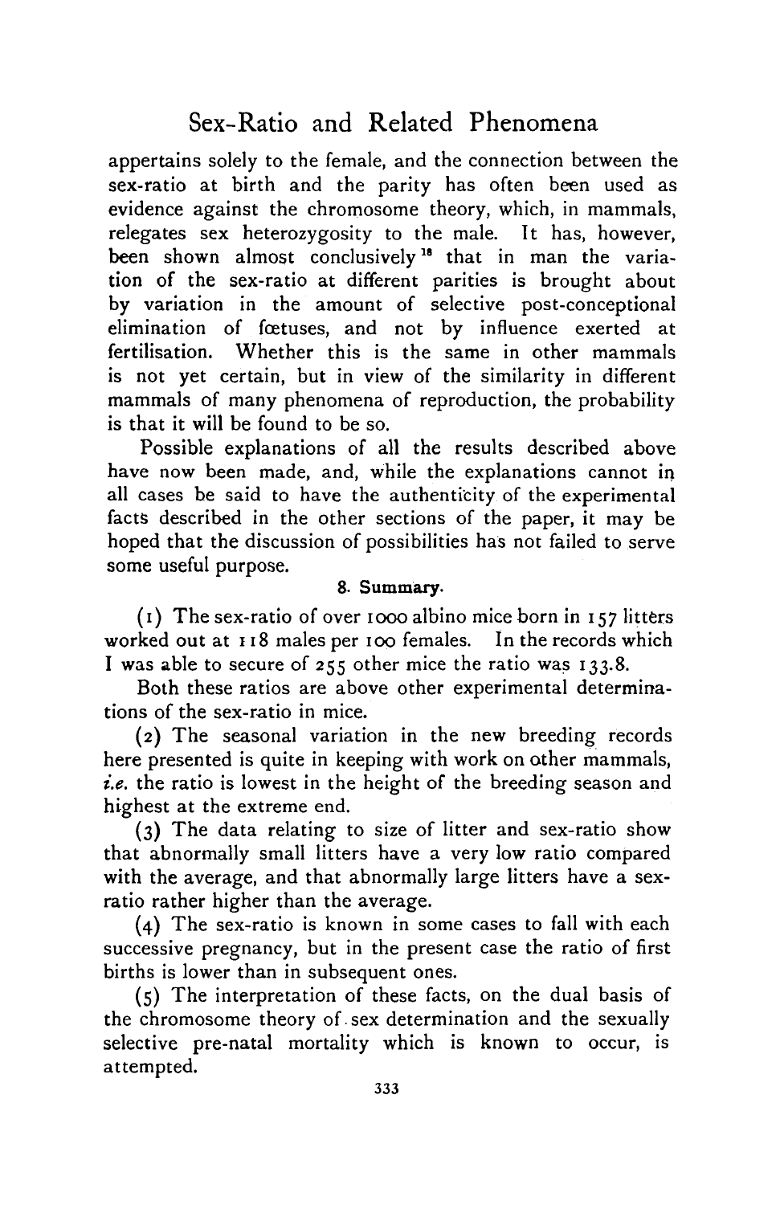appertains solely to the female, and the connection between the sex-ratio at birth and the parity has often been used as evidence against the chromosome theory, which, in mammals, relegates sex heterozygosity to the male. It has, however, been shown almost conclusively[18] that in man the variation of the sex-ratio at different parities is brought about by variation in the amount of selective post-conceptional elimination of fœtuses, and not by influence exerted at fertilisation. Whether this is the same in other mammals is not yet certain, but in view of the similarity in different mammals of many phenomena of reproduction, the probability is that it will be found to be so.

Possible explanations of all the results described above have now been made, and, while the explanations cannot in all cases be said to have the authenticity of the experimental facts described in the other sections of the paper, it may be hoped that the discussion of possibilities has not failed to serve some useful purpose.

### 8. Summary.

(1) The sex-ratio of over 1000 albino mice born in 157 litters worked out at 118 males per 100 females. In the records which I was able to secure of 255 other mice the ratio was 133.8.

Both these ratios are above other experimental determinations of the sex-ratio in mice.

(2) The seasonal variation in the new breeding records here presented is quite in keeping with work on other mammals, *i.e.* the ratio is lowest in the height of the breeding season and highest at the extreme end.

(3) The data relating to size of litter and sex-ratio show that abnormally small litters have a very low ratio compared with the average, and that abnormally large litters have a sex-ratio rather higher than the average.

(4) The sex-ratio is known in some cases to fall with each successive pregnancy, but in the present case the ratio of first births is lower than in subsequent ones.

(5) The interpretation of these facts, on the dual basis of the chromosome theory of sex determination and the sexually selective pre-natal mortality which is known to occur, is attempted.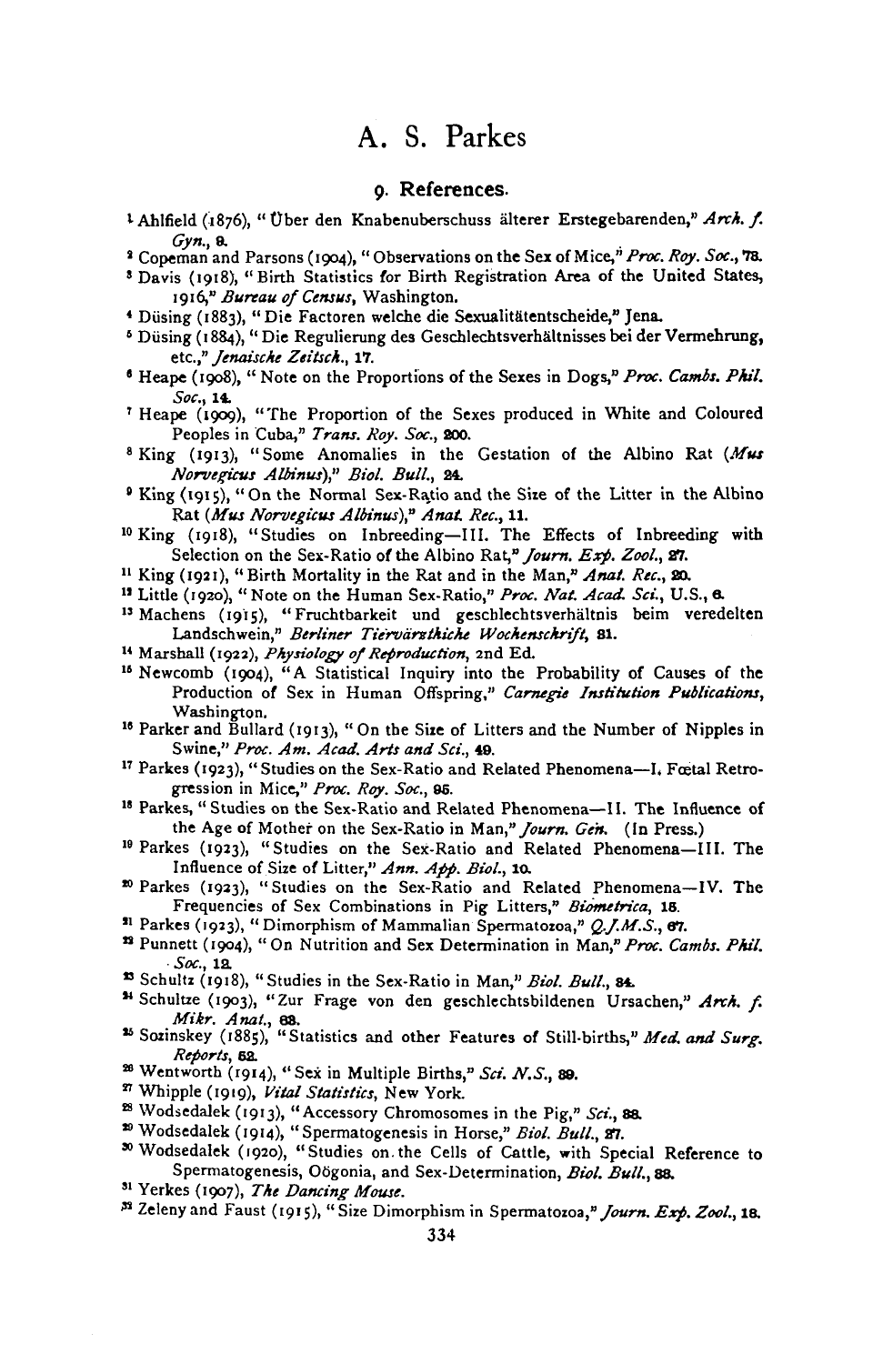## 9. References.

[1] Ahlfield (1876), "Über den Knabenuberschuss älterer Erstegebarenden," *Arch. f. Gyn.*, **8**.

[2] Copeman and Parsons (1904), "Observations on the Sex of Mice," *Proc. Roy. Soc.*, **73**.

[3] Davis (1918), "Birth Statistics for Birth Registration Area of the United States, 1916," *Bureau of Census*, Washington.

[4] Düsing (1883), "Die Factoren welche die Sexualitätentscheide," Jena.

[5] Düsing (1884), "Die Regulierung des Geschlechtsverhältnisses bei der Vermehrung, etc.," *Jenaische Zeitsch.*, **17**.

[6] Heape (1908), "Note on the Proportions of the Sexes in Dogs," *Proc. Cambs. Phil. Soc.*, **14**.

[7] Heape (1909), "The Proportion of the Sexes produced in White and Coloured Peoples in Cuba," *Trans. Roy. Soc.*, **200**.

[8] King (1913), "Some Anomalies in the Gestation of the Albino Rat (*Mus Norvegicus Albinus*)," *Biol. Bull.*, **24**.

[9] King (1915), "On the Normal Sex-Ratio and the Size of the Litter in the Albino Rat (*Mus Norvegicus Albinus*)," *Anat. Rec.*, **11**.

[10] King (1918), "Studies on Inbreeding—III. The Effects of Inbreeding with Selection on the Sex-Ratio of the Albino Rat," *Journ. Exp. Zool.*, **27**.

[11] King (1921), "Birth Mortality in the Rat and in the Man," *Anat. Rec.*, **20**.

[12] Little (1920), "Note on the Human Sex-Ratio," *Proc. Nat. Acad. Sci.*, U.S., **6**.

[13] Machens (1915), "Fruchtbarkeit und geschlechtsverhältnis beim veredelten Landschwein," *Berliner Tierärzthiche Wochenschrift*, **31**.

[14] Marshall (1922), *Physiology of Reproduction*, 2nd Ed.

[15] Newcomb (1904), "A Statistical Inquiry into the Probability of Causes of the Production of Sex in Human Offspring," *Carnegie Institution Publications*, Washington.

[16] Parker and Bullard (1913), "On the Size of Litters and the Number of Nipples in Swine," *Proc. Am. Acad. Arts and Sci.*, **49**.

[17] Parkes (1923), "Studies on the Sex-Ratio and Related Phenomena—I. Fœtal Retrogression in Mice," *Proc. Roy. Soc.*, **95**.

[18] Parkes, "Studies on the Sex-Ratio and Related Phenomena—II. The Influence of the Age of Mother on the Sex-Ratio in Man," *Journ. Gen.* (In Press.)

[19] Parkes (1923), "Studies on the Sex-Ratio and Related Phenomena—III. The Influence of Size of Litter," *Ann. App. Biol.*, **10**.

[20] Parkes (1923), "Studies on the Sex-Ratio and Related Phenomena—IV. The Frequencies of Sex Combinations in Pig Litters," *Biometrica*, **15**.

[21] Parkes (1923), "Dimorphism of Mammalian Spermatozoa," *Q.J.M.S.*, **67**.

[22] Punnett (1904), "On Nutrition and Sex Determination in Man," *Proc. Cambs. Phil. Soc.*, **12**.

[23] Schultz (1918), "Studies in the Sex-Ratio in Man," *Biol. Bull.*, **34**.

[24] Schultze (1903), "Zur Frage von den geschlechtsbildenen Ursachen," *Arch. f. Mikr. Anat.*, **63**.

[25] Sozinskey (1885), "Statistics and other Features of Still-births," *Med. and Surg. Reports*, **52**.

[26] Wentworth (1914), "Sex in Multiple Births," *Sci. N.S.*, **39**.

[27] Whipple (1919), *Vital Statistics*, New York.

[28] Wodsedalek (1913), "Accessory Chromosomes in the Pig," *Sci.*, **38**.

[29] Wodsedalek (1914), "Spermatogenesis in Horse," *Biol. Bull.*, **27**.

[30] Wodsedalek (1920), "Studies on the Cells of Cattle, with Special Reference to Spermatogenesis, Oögonia, and Sex-Determination, *Biol. Bull.*, **38**.

[31] Yerkes (1907), *The Dancing Mouse*.

[32] Zeleny and Faust (1915), "Size Dimorphism in Spermatozoa," *Journ. Exp. Zool.*, **18**.